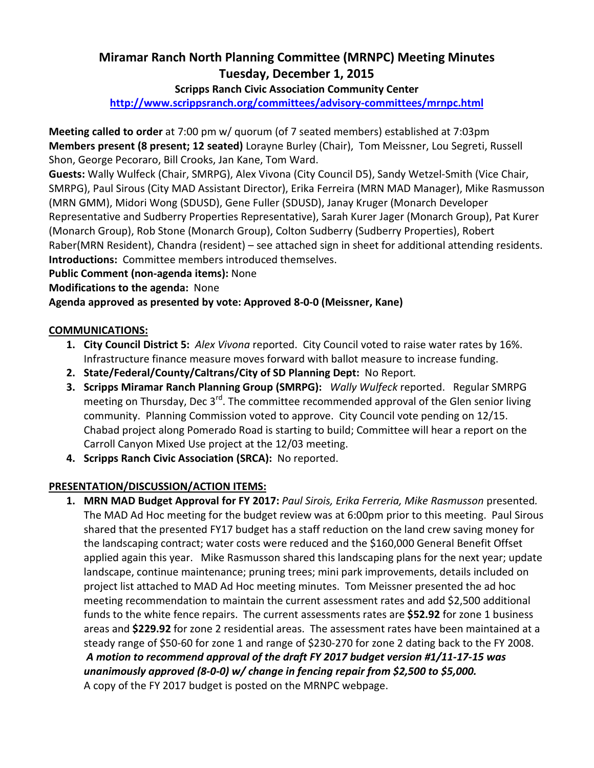# Miramar Ranch North Planning Committee (MRNPC) Meeting Minutes
# Tuesday, December 1, 2015

### Scripps Ranch Civic Association Community Center

http://www.scrippsranch.org/committees/advisory-committees/mrnpc.html

**Meeting called to order** at 7:00 pm w/ quorum (of 7 seated members) established at 7:03pm
**Members present (8 present; 12 seated)** Lorayne Burley (Chair), Tom Meissner, Lou Segreti, Russell Shon, George Pecoraro, Bill Crooks, Jan Kane, Tom Ward.
**Guests:** Wally Wulfeck (Chair, SMRPG), Alex Vivona (City Council D5), Sandy Wetzel-Smith (Vice Chair, SMRPG), Paul Sirous (City MAD Assistant Director), Erika Ferreira (MRN MAD Manager), Mike Rasmusson (MRN GMM), Midori Wong (SDUSD), Gene Fuller (SDUSD), Janay Kruger (Monarch Developer Representative and Sudberry Properties Representative), Sarah Kurer Jager (Monarch Group), Pat Kurer (Monarch Group), Rob Stone (Monarch Group), Colton Sudberry (Sudberry Properties), Robert Raber(MRN Resident), Chandra (resident) – see attached sign in sheet for additional attending residents.
**Introductions:** Committee members introduced themselves.
**Public Comment (non-agenda items):** None
**Modifications to the agenda:** None
**Agenda approved as presented by vote: Approved 8-0-0 (Meissner, Kane)**

## COMMUNICATIONS:

1. **City Council District 5:** *Alex Vivona* reported. City Council voted to raise water rates by 16%. Infrastructure finance measure moves forward with ballot measure to increase funding.
2. **State/Federal/County/Caltrans/City of SD Planning Dept:** No Report.
3. **Scripps Miramar Ranch Planning Group (SMRPG):** *Wally Wulfeck* reported. Regular SMRPG meeting on Thursday, Dec 3rd. The committee recommended approval of the Glen senior living community. Planning Commission voted to approve. City Council vote pending on 12/15. Chabad project along Pomerado Road is starting to build; Committee will hear a report on the Carroll Canyon Mixed Use project at the 12/03 meeting.
4. **Scripps Ranch Civic Association (SRCA):** No reported.

## PRESENTATION/DISCUSSION/ACTION ITEMS:

1. **MRN MAD Budget Approval for FY 2017:** *Paul Sirois, Erika Ferreria, Mike Rasmusson* presented. The MAD Ad Hoc meeting for the budget review was at 6:00pm prior to this meeting. Paul Sirous shared that the presented FY17 budget has a staff reduction on the land crew saving money for the landscaping contract; water costs were reduced and the $160,000 General Benefit Offset applied again this year. Mike Rasmusson shared this landscaping plans for the next year; update landscape, continue maintenance; pruning trees; mini park improvements, details included on project list attached to MAD Ad Hoc meeting minutes. Tom Meissner presented the ad hoc meeting recommendation to maintain the current assessment rates and add $2,500 additional funds to the white fence repairs. The current assessments rates are **$52.92** for zone 1 business areas and **$229.92** for zone 2 residential areas. The assessment rates have been maintained at a steady range of $50-60 for zone 1 and range of $230-270 for zone 2 dating back to the FY 2008.
   ***A motion to recommend approval of the draft FY 2017 budget version #1/11-17-15 was unanimously approved (8-0-0) w/ change in fencing repair from $2,500 to $5,000.***
   A copy of the FY 2017 budget is posted on the MRNPC webpage.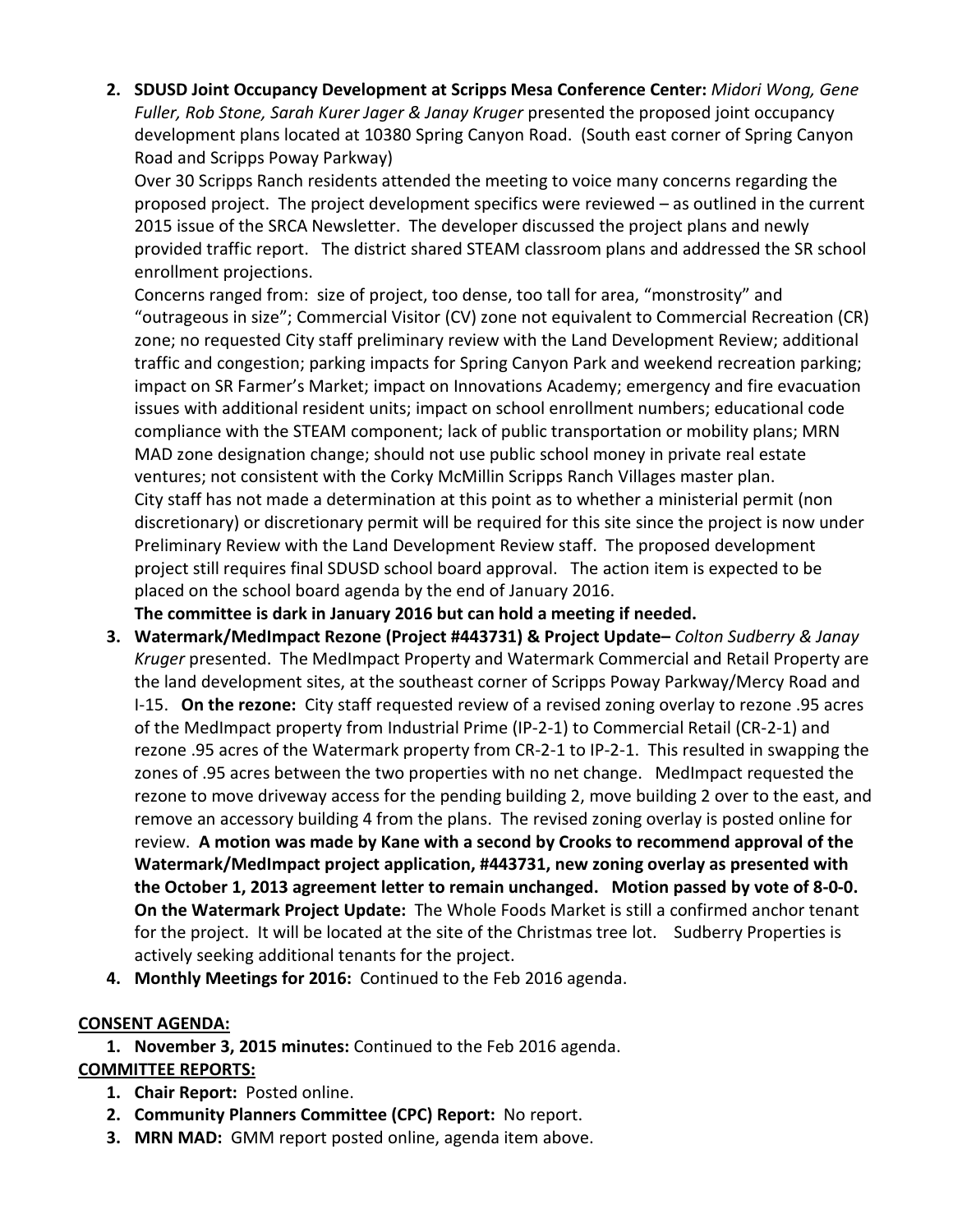2. **SDUSD Joint Occupancy Development at Scripps Mesa Conference Center:** *Midori Wong, Gene Fuller, Rob Stone, Sarah Kurer Jager & Janay Kruger* presented the proposed joint occupancy development plans located at 10380 Spring Canyon Road. (South east corner of Spring Canyon Road and Scripps Poway Parkway)
   Over 30 Scripps Ranch residents attended the meeting to voice many concerns regarding the proposed project. The project development specifics were reviewed – as outlined in the current 2015 issue of the SRCA Newsletter. The developer discussed the project plans and newly provided traffic report. The district shared STEAM classroom plans and addressed the SR school enrollment projections.
   Concerns ranged from: size of project, too dense, too tall for area, "monstrosity" and "outrageous in size"; Commercial Visitor (CV) zone not equivalent to Commercial Recreation (CR) zone; no requested City staff preliminary review with the Land Development Review; additional traffic and congestion; parking impacts for Spring Canyon Park and weekend recreation parking; impact on SR Farmer's Market; impact on Innovations Academy; emergency and fire evacuation issues with additional resident units; impact on school enrollment numbers; educational code compliance with the STEAM component; lack of public transportation or mobility plans; MRN MAD zone designation change; should not use public school money in private real estate ventures; not consistent with the Corky McMillin Scripps Ranch Villages master plan.
   City staff has not made a determination at this point as to whether a ministerial permit (non discretionary) or discretionary permit will be required for this site since the project is now under Preliminary Review with the Land Development Review staff. The proposed development project still requires final SDUSD school board approval. The action item is expected to be placed on the school board agenda by the end of January 2016.
   **The committee is dark in January 2016 but can hold a meeting if needed.**
3. **Watermark/MedImpact Rezone (Project #443731) & Project Update–** *Colton Sudberry & Janay Kruger* presented. The MedImpact Property and Watermark Commercial and Retail Property are the land development sites, at the southeast corner of Scripps Poway Parkway/Mercy Road and I-15. **On the rezone:** City staff requested review of a revised zoning overlay to rezone .95 acres of the MedImpact property from Industrial Prime (IP-2-1) to Commercial Retail (CR-2-1) and rezone .95 acres of the Watermark property from CR-2-1 to IP-2-1. This resulted in swapping the zones of .95 acres between the two properties with no net change. MedImpact requested the rezone to move driveway access for the pending building 2, move building 2 over to the east, and remove an accessory building 4 from the plans. The revised zoning overlay is posted online for review. **A motion was made by Kane with a second by Crooks to recommend approval of the Watermark/MedImpact project application, #443731, new zoning overlay as presented with the October 1, 2013 agreement letter to remain unchanged. Motion passed by vote of 8-0-0.** **On the Watermark Project Update:** The Whole Foods Market is still a confirmed anchor tenant for the project. It will be located at the site of the Christmas tree lot. Sudberry Properties is actively seeking additional tenants for the project.
4. **Monthly Meetings for 2016:** Continued to the Feb 2016 agenda.

**CONSENT AGENDA:**

1. **November 3, 2015 minutes:** Continued to the Feb 2016 agenda.

**COMMITTEE REPORTS:**

1. **Chair Report:** Posted online.
2. **Community Planners Committee (CPC) Report:** No report.
3. **MRN MAD:** GMM report posted online, agenda item above.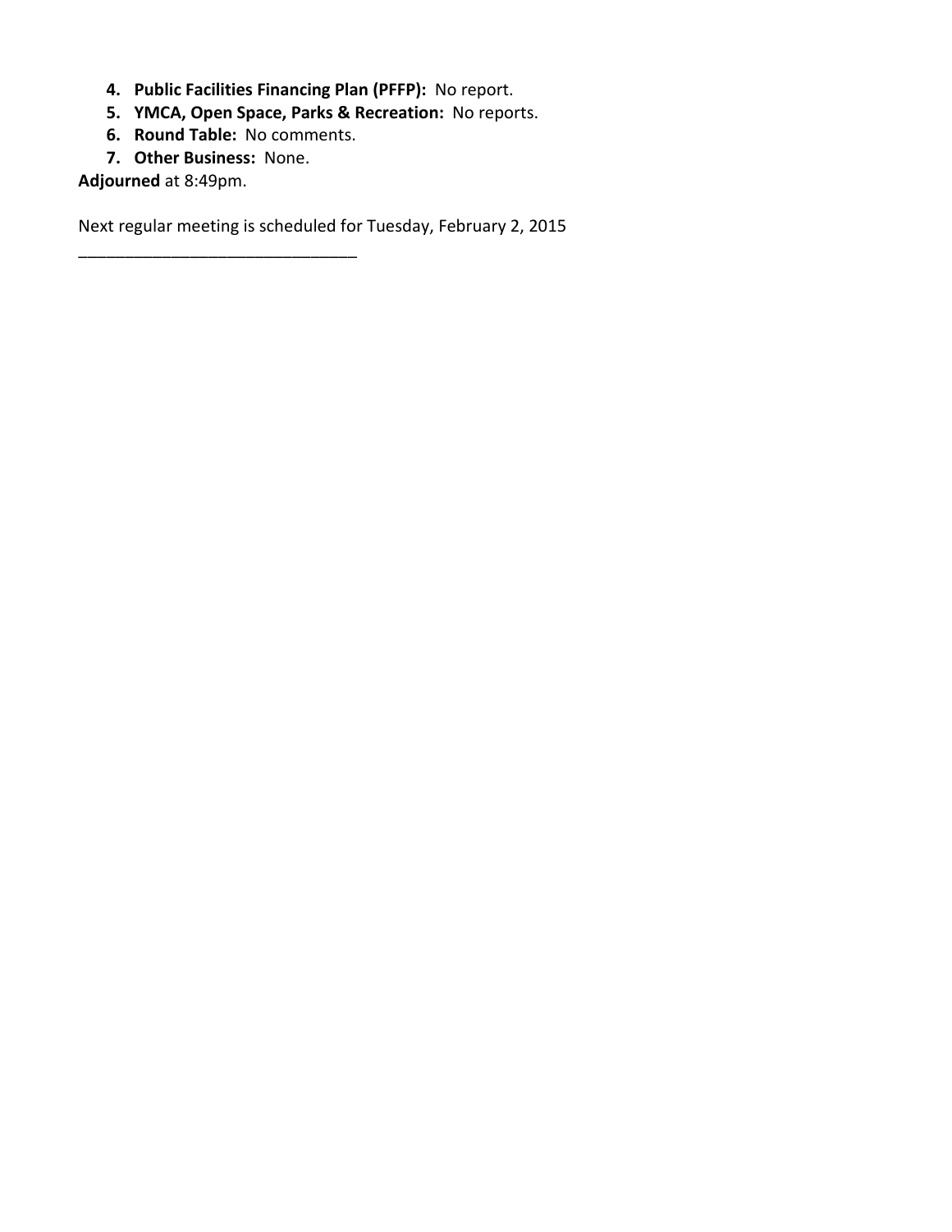4. **Public Facilities Financing Plan (PFFP):** No report.
5. **YMCA, Open Space, Parks & Recreation:** No reports.
6. **Round Table:** No comments.
7. **Other Business:** None.

**Adjourned** at 8:49pm.

Next regular meeting is scheduled for Tuesday, February 2, 2015

______________________________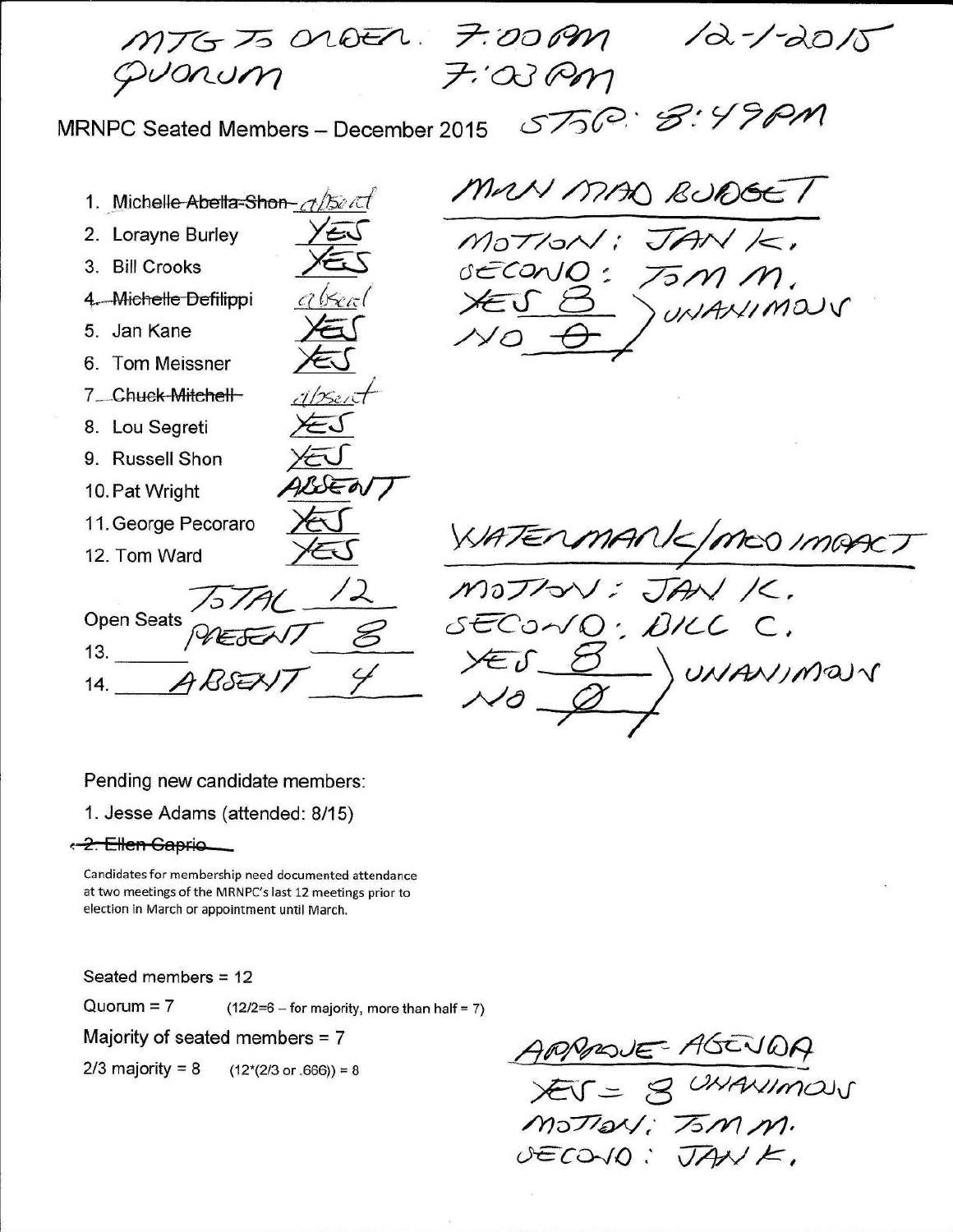MTG TO ORDER: 7:00 PM 12-1-2015

QUORUM 7:03 PM

MRNPC Seated Members – December 2015 STOP: 8:49 PM

1. ~~Michelle Abella-Shon~~ absent
2. Lorayne Burley YES
3. Bill Crooks YES
4. ~~Michelle Defilippi~~ absent
5. Jan Kane YES
6. Tom Meissner YES
7. ~~Chuck Mitchell~~ absent
8. Lou Segreti YES
9. Russell Shon YES
10. Pat Wright ABSENT
11. George Pecoraro YES
12. Tom Ward YES

TOTAL 12

Open Seats PRESENT 8

13. \_\_\_\_\_\_

14. ABSENT 4

**MAN MAD BUDGET**

MOTION: JAN K.
SECOND: TOM M.
YES 8
NO 0
UNANIMOUS

**WATERMARK/MCO IMPACT**

MOTION: JAN K.
SECOND: BILL C.
YES 8
NO 0
UNANIMOUS

Pending new candidate members:

1. Jesse Adams (attended: 8/15)

~~2. Ellen Caprio~~

Candidates for membership need documented attendance at two meetings of the MRNPC's last 12 meetings prior to election in March or appointment until March.

Seated members = 12

Quorum = 7 (12/2=6 – for majority, more than half = 7)

Majority of seated members = 7

2/3 majority = 8 (12\*(2/3 or .666)) = 8

**APPROVE AGENDA**

YES = 8 UNANIMOUS
MOTION: TOM M.
SECOND: JAN K.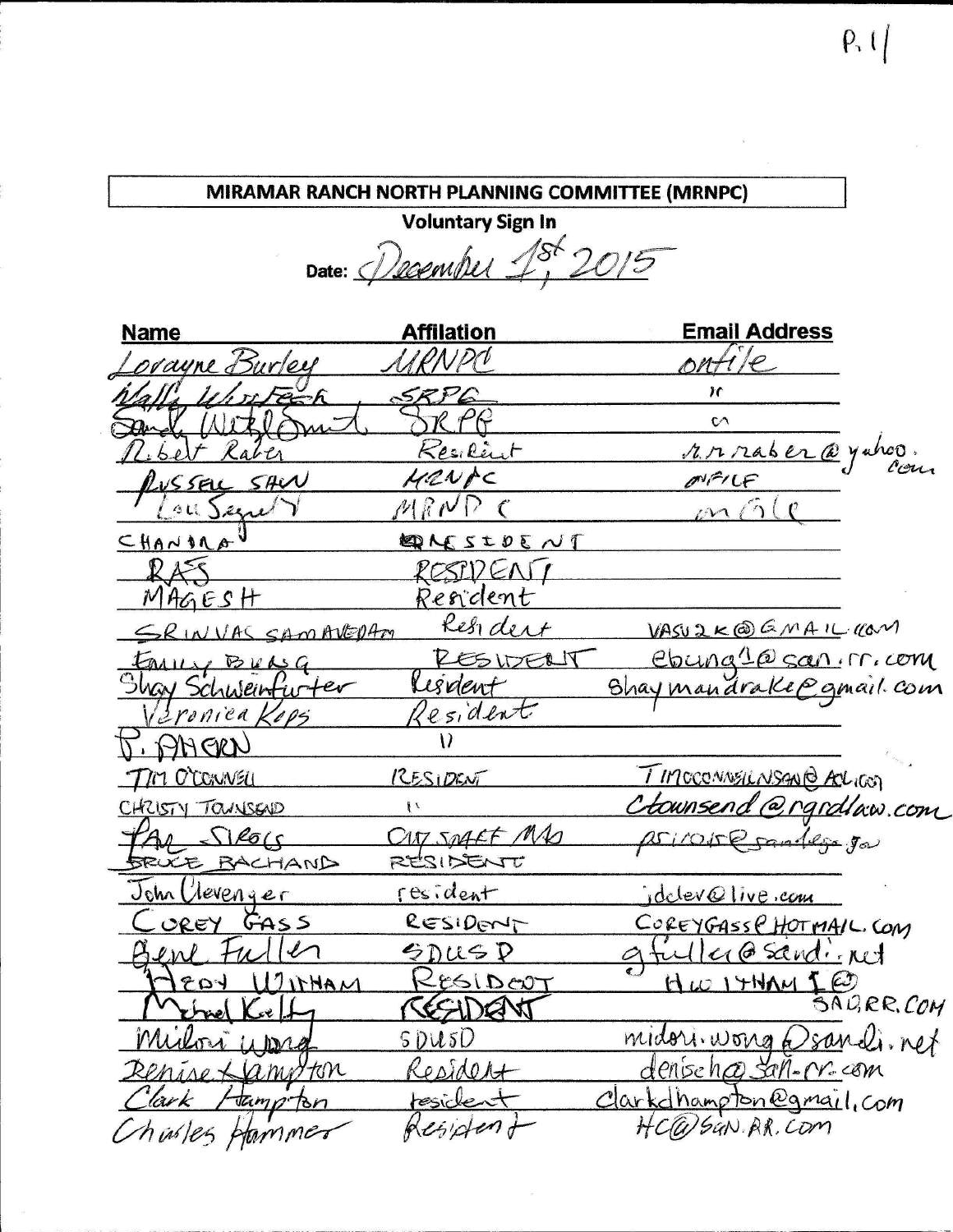P. 1

**MIRAMAR RANCH NORTH PLANNING COMMITTEE (MRNPC)**

**Voluntary Sign In**

Date: December 1st, 2015

| Name | Affilation | Email Address |
|---|---|---|
| Lorayne Burley | MRNPC | on file |
| Wally Wulfeck | SRPG | " |
| Sandy Wetzel Smith | SRPG | " |
| Robert Raber | Resident | r.r.raber@yahoo.com |
| Russell Shaw | MRNPC | on file |
| Lou Segreti | MRNPC | on file |
| CHANDRA | RESIDENT | |
| RAJ | RESIDENT | |
| MAGESH | Resident | |
| SRINIVAS SAMAVEDAM | Resident | VASU2K@GMAIL.COM |
| EMILY BURG | RESIDENT | eburg1@san.rr.com |
| Shay Schweinfurter | Resident | Shaymandrake@gmail.com |
| Veronica Kops | Resident | |
| P. AHERN | " | |
| TIM O'CONNELL | RESIDENT | TIMOCONNELLSAN@AOL.COM |
| CHRISTY TOWNSEND | " | ctownsend@rgrdlaw.com |
| PAT SIROIS | CITY STAFF MO | psirois@sandiego.gov |
| BRUCE BACHAND | RESIDENT | |
| John Clevenger | resident | jdclev@live.com |
| COREY GASS | RESIDENT | COREYGASS@HOTMAIL.COM |
| Gene Fuller | SDUSD | gfuller@sandi.net |
| HEDY WITHAM | RESIDENT | HWITHAM1@SAN.RR.COM |
| Michael Kelly | RESIDENT | |
| Midori Wong | SDUSD | midori.wong@sandi.net |
| Denise Hampton | Resident | denisch@san.rr.com |
| Clark Hampton | resident | clarkdhampton@gmail.com |
| Charles Hammer | Resident | HC@SAN.RR.COM |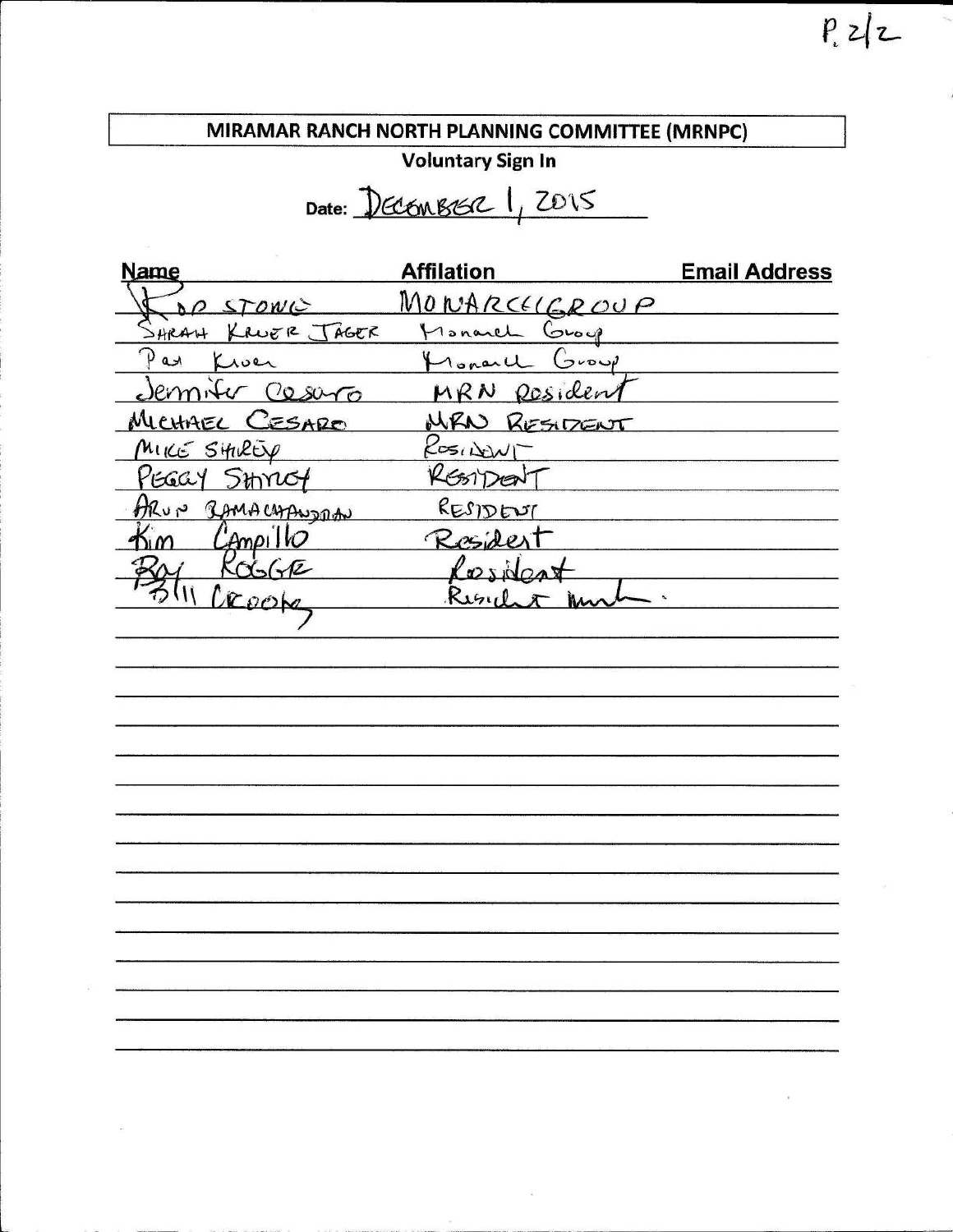## MIRAMAR RANCH NORTH PLANNING COMMITTEE (MRNPC)

**Voluntary Sign In**

Date: DECEMBER 1, 2015

| Name | Affilation | Email Address |
|---|---|---|
| ROD STONE | MONARCH GROUP | |
| SARAH KRUER JAGER | Monarch Group | |
| Pat Kruer | Monarch Group | |
| Jennifer Cesaro | MRN Resident | |
| MICHAEL CESARO | MRN RESIDENT | |
| MIKE SHIRLEY | RESIDENT | |
| PEGGY SHIRLEY | RESIDENT | |
| ARUN RAMACHANDRAN | RESIDENT | |
| Kim Campillo | Resident | |
| Ray ROGGE | Resident | |
| Bill Crooks | Resident mrn | |